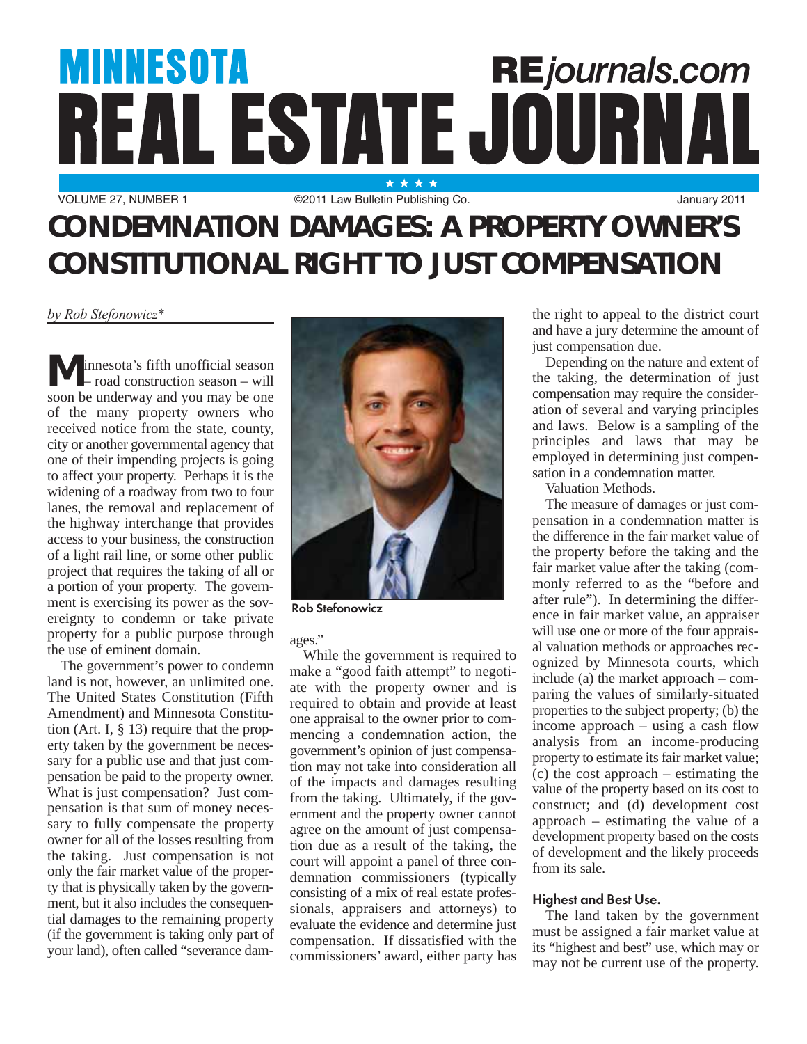# MINNESOTA REAL ESTATE JOURNAL

REjournals.com

VOLUME 27, NUMBER 1 ©2011 Law Bulletin Publishing Co. January 2011

## CONDEMNATION DAMAGES: A PROPERTY OWNER'S CONSTITUTIONAL RIGHT TO JUST COMPENSATION

*by Rob Stefonowicz**

Minnesota's fifth unofficial season – road construction season – will soon be underway and you may be one of the many property owners who received notice from the state, county, city or another governmental agency that one of their impending projects is going to affect your property. Perhaps it is the widening of a roadway from two to four lanes, the removal and replacement of the highway interchange that provides access to your business, the construction of a light rail line, or some other public project that requires the taking of all or a portion of your property. The government is exercising its power as the sovereignty to condemn or take private property for a public purpose through the use of eminent domain.

The government's power to condemn land is not, however, an unlimited one. The United States Constitution (Fifth Amendment) and Minnesota Constitution (Art. I, § 13) require that the property taken by the government be necessary for a public use and that just compensation be paid to the property owner. What is just compensation? Just compensation is that sum of money necessary to fully compensate the property owner for all of the losses resulting from the taking. Just compensation is not only the fair market value of the property that is physically taken by the government, but it also includes the consequential damages to the remaining property (if the government is taking only part of your land), often called "severance damages."

Rob Stefonowicz

While the government is required to make a "good faith attempt" to negotiate with the property owner and is required to obtain and provide at least one appraisal to the owner prior to commencing a condemnation action, the government's opinion of just compensation may not take into consideration all of the impacts and damages resulting from the taking. Ultimately, if the government and the property owner cannot agree on the amount of just compensation due as a result of the taking, the court will appoint a panel of three condemnation commissioners (typically consisting of a mix of real estate professionals, appraisers and attorneys) to evaluate the evidence and determine just compensation. If dissatisfied with the commissioners' award, either party has the right to appeal to the district court and have a jury determine the amount of just compensation due.

Depending on the nature and extent of the taking, the determination of just compensation may require the consideration of several and varying principles and laws. Below is a sampling of the principles and laws that may be employed in determining just compensation in a condemnation matter.

Valuation Methods.

The measure of damages or just compensation in a condemnation matter is the difference in the fair market value of the property before the taking and the fair market value after the taking (commonly referred to as the "before and after rule"). In determining the difference in fair market value, an appraiser will use one or more of the four appraisal valuation methods or approaches recognized by Minnesota courts, which include (a) the market approach – comparing the values of similarly-situated properties to the subject property; (b) the income approach – using a cash flow analysis from an income-producing property to estimate its fair market value; (c) the cost approach – estimating the value of the property based on its cost to construct; and (d) development cost approach – estimating the value of a development property based on the costs of development and the likely proceeds from its sale.

### Highest and Best Use.

The land taken by the government must be assigned a fair market value at its "highest and best" use, which may or may not be current use of the property.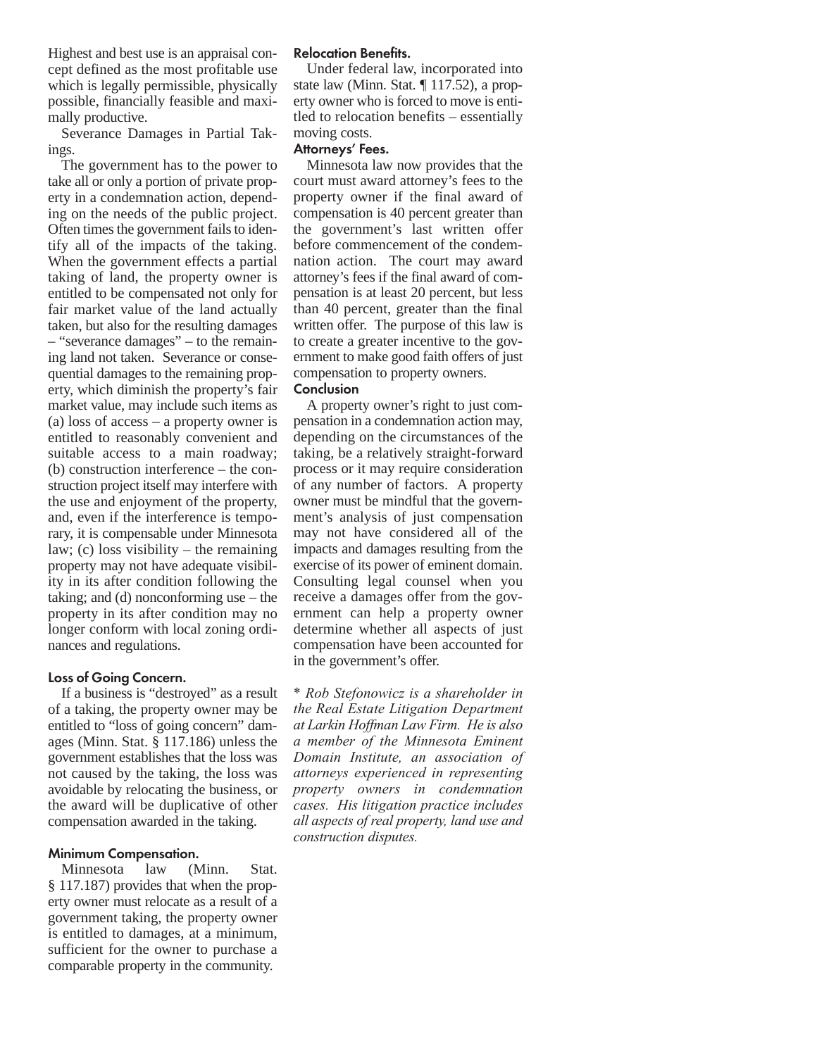Highest and best use is an appraisal concept defined as the most profitable use which is legally permissible, physically possible, financially feasible and maximally productive.

Severance Damages in Partial Takings.

The government has to the power to take all or only a portion of private property in a condemnation action, depending on the needs of the public project. Often times the government fails to identify all of the impacts of the taking. When the government effects a partial taking of land, the property owner is entitled to be compensated not only for fair market value of the land actually taken, but also for the resulting damages – "severance damages" – to the remaining land not taken. Severance or consequential damages to the remaining property, which diminish the property's fair market value, may include such items as (a) loss of access – a property owner is entitled to reasonably convenient and suitable access to a main roadway; (b) construction interference – the construction project itself may interfere with the use and enjoyment of the property, and, even if the interference is temporary, it is compensable under Minnesota law; (c) loss visibility – the remaining property may not have adequate visibility in its after condition following the taking; and (d) nonconforming use – the property in its after condition may no longer conform with local zoning ordinances and regulations.

### Loss of Going Concern.

If a business is "destroyed" as a result of a taking, the property owner may be entitled to "loss of going concern" damages (Minn. Stat. § 117.186) unless the government establishes that the loss was not caused by the taking, the loss was avoidable by relocating the business, or the award will be duplicative of other compensation awarded in the taking.

### Minimum Compensation.

Minnesota law (Minn. Stat. § 117.187) provides that when the property owner must relocate as a result of a government taking, the property owner is entitled to damages, at a minimum, sufficient for the owner to purchase a comparable property in the community.

### Relocation Benefits.

Under federal law, incorporated into state law (Minn. Stat. ¶ 117.52), a property owner who is forced to move is entitled to relocation benefits – essentially moving costs.

### Attorneys' Fees.

Minnesota law now provides that the court must award attorney's fees to the property owner if the final award of compensation is 40 percent greater than the government's last written offer before commencement of the condemnation action. The court may award attorney's fees if the final award of compensation is at least 20 percent, but less than 40 percent, greater than the final written offer. The purpose of this law is to create a greater incentive to the government to make good faith offers of just compensation to property owners.

### Conclusion

A property owner's right to just compensation in a condemnation action may, depending on the circumstances of the taking, be a relatively straight-forward process or it may require consideration of any number of factors. A property owner must be mindful that the government's analysis of just compensation may not have considered all of the impacts and damages resulting from the exercise of its power of eminent domain. Consulting legal counsel when you receive a damages offer from the government can help a property owner determine whether all aspects of just compensation have been accounted for in the government's offer.

\* *Rob Stefonowicz is a shareholder in the Real Estate Litigation Department at Larkin Hoffman Law Firm. He is also a member of the Minnesota Eminent Domain Institute, an association of attorneys experienced in representing property owners in condemnation cases. His litigation practice includes all aspects of real property, land use and construction disputes.*